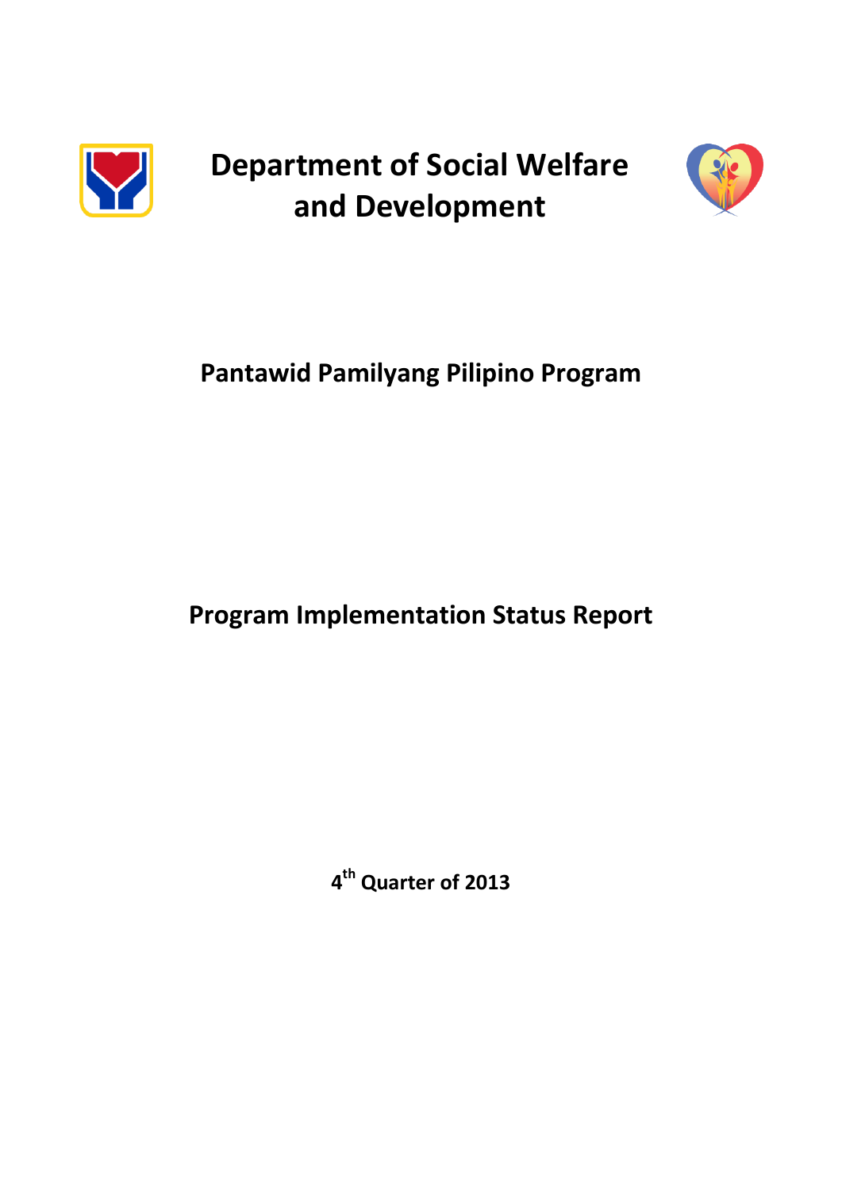# Department of Social Welfare and Development

## Pantawid Pamilyang Pilipino Program

## Program Implementation Status Report

**4th Quarter of 2013**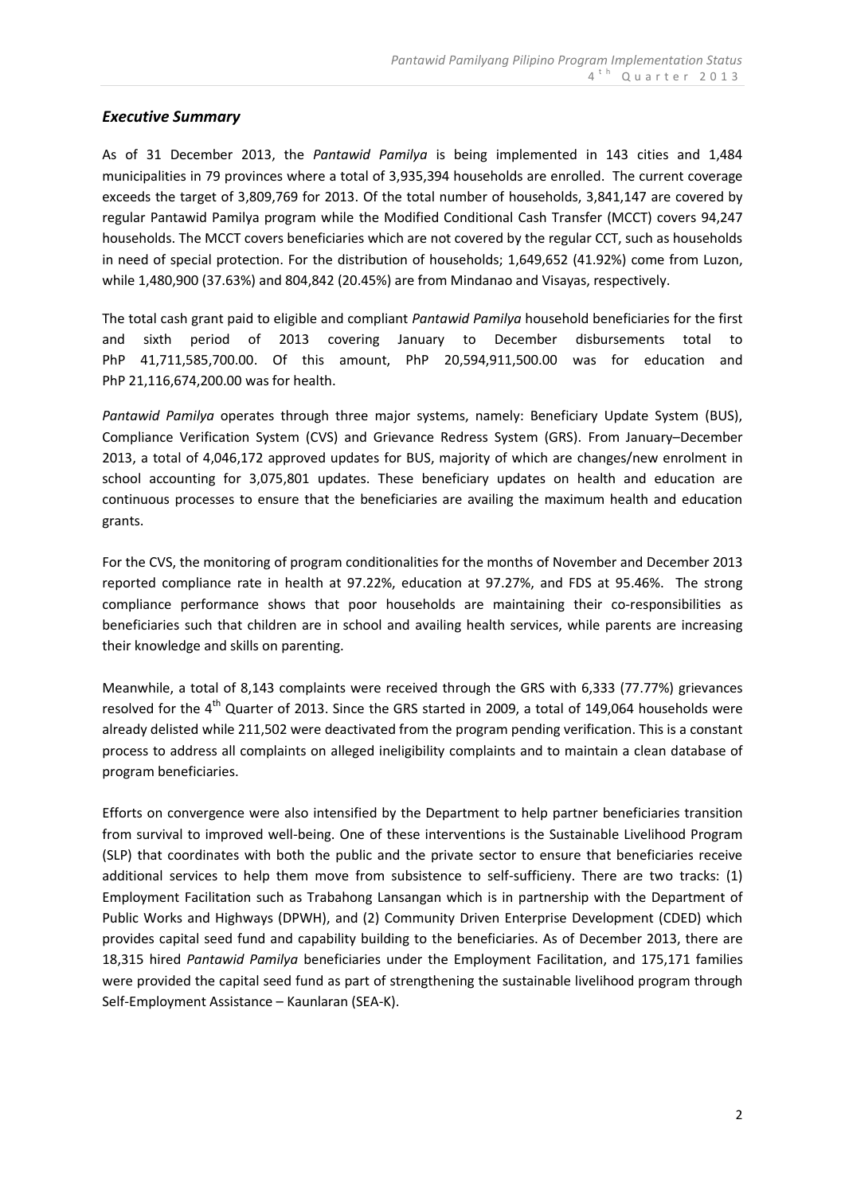## *Executive Summary*

As of 31 December 2013, the *Pantawid Pamilya* is being implemented in 143 cities and 1,484 municipalities in 79 provinces where a total of 3,935,394 households are enrolled. The current coverage exceeds the target of 3,809,769 for 2013. Of the total number of households, 3,841,147 are covered by regular Pantawid Pamilya program while the Modified Conditional Cash Transfer (MCCT) covers 94,247 households. The MCCT covers beneficiaries which are not covered by the regular CCT, such as households in need of special protection. For the distribution of households; 1,649,652 (41.92%) come from Luzon, while 1,480,900 (37.63%) and 804,842 (20.45%) are from Mindanao and Visayas, respectively.

The total cash grant paid to eligible and compliant *Pantawid Pamilya* household beneficiaries for the first and sixth period of 2013 covering January to December disbursements total to PhP 41,711,585,700.00. Of this amount, PhP 20,594,911,500.00 was for education and PhP 21,116,674,200.00 was for health.

*Pantawid Pamilya* operates through three major systems, namely: Beneficiary Update System (BUS), Compliance Verification System (CVS) and Grievance Redress System (GRS). From January–December 2013, a total of 4,046,172 approved updates for BUS, majority of which are changes/new enrolment in school accounting for 3,075,801 updates. These beneficiary updates on health and education are continuous processes to ensure that the beneficiaries are availing the maximum health and education grants.

For the CVS, the monitoring of program conditionalities for the months of November and December 2013 reported compliance rate in health at 97.22%, education at 97.27%, and FDS at 95.46%. The strong compliance performance shows that poor households are maintaining their co-responsibilities as beneficiaries such that children are in school and availing health services, while parents are increasing their knowledge and skills on parenting.

Meanwhile, a total of 8,143 complaints were received through the GRS with 6,333 (77.77%) grievances resolved for the 4th Quarter of 2013. Since the GRS started in 2009, a total of 149,064 households were already delisted while 211,502 were deactivated from the program pending verification. This is a constant process to address all complaints on alleged ineligibility complaints and to maintain a clean database of program beneficiaries.

Efforts on convergence were also intensified by the Department to help partner beneficiaries transition from survival to improved well-being. One of these interventions is the Sustainable Livelihood Program (SLP) that coordinates with both the public and the private sector to ensure that beneficiaries receive additional services to help them move from subsistence to self-sufficieny. There are two tracks: (1) Employment Facilitation such as Trabahong Lansangan which is in partnership with the Department of Public Works and Highways (DPWH), and (2) Community Driven Enterprise Development (CDED) which provides capital seed fund and capability building to the beneficiaries. As of December 2013, there are 18,315 hired *Pantawid Pamilya* beneficiaries under the Employment Facilitation, and 175,171 families were provided the capital seed fund as part of strengthening the sustainable livelihood program through Self-Employment Assistance – Kaunlaran (SEA-K).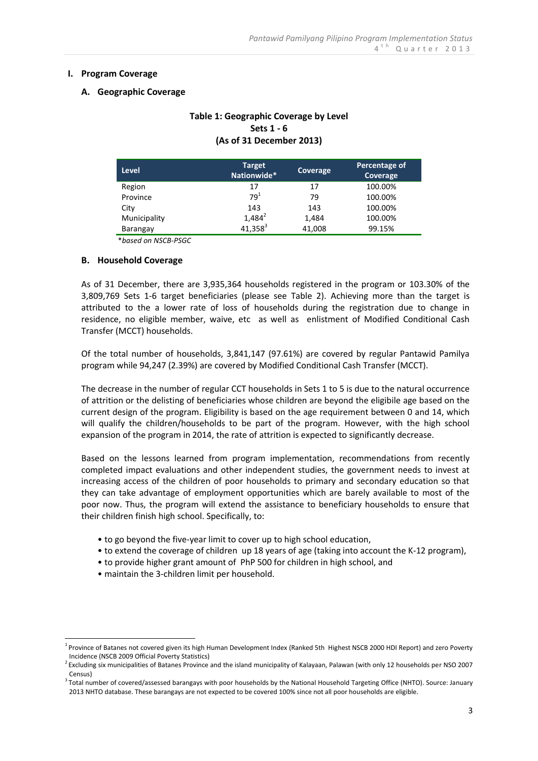## I. Program Coverage

### A. Geographic Coverage

**Table 1: Geographic Coverage by Level**
**Sets 1 - 6**
**(As of 31 December 2013)**

| Level | Target Nationwide* | Coverage | Percentage of Coverage |
|---|---|---|---|
| Region | 17 | 17 | 100.00% |
| Province | 79[1] | 79 | 100.00% |
| City | 143 | 143 | 100.00% |
| Municipality | 1,484[2] | 1,484 | 100.00% |
| Barangay | 41,358[3] | 41,008 | 99.15% |

**based on NSCB-PSGC*

### B. Household Coverage

As of 31 December, there are 3,935,364 households registered in the program or 103.30% of the 3,809,769 Sets 1-6 target beneficiaries (please see Table 2). Achieving more than the target is attributed to the a lower rate of loss of households during the registration due to change in residence, no eligible member, waive, etc as well as enlistment of Modified Conditional Cash Transfer (MCCT) households.

Of the total number of households, 3,841,147 (97.61%) are covered by regular Pantawid Pamilya program while 94,247 (2.39%) are covered by Modified Conditional Cash Transfer (MCCT).

The decrease in the number of regular CCT households in Sets 1 to 5 is due to the natural occurrence of attrition or the delisting of beneficiaries whose children are beyond the eligibile age based on the current design of the program. Eligibility is based on the age requirement between 0 and 14, which will qualify the children/households to be part of the program. However, with the high school expansion of the program in 2014, the rate of attrition is expected to significantly decrease.

Based on the lessons learned from program implementation, recommendations from recently completed impact evaluations and other independent studies, the government needs to invest at increasing access of the children of poor households to primary and secondary education so that they can take advantage of employment opportunities which are barely available to most of the poor now. Thus, the program will extend the assistance to beneficiary households to ensure that their children finish high school. Specifically, to:

- to go beyond the five-year limit to cover up to high school education,
- to extend the coverage of children up 18 years of age (taking into account the K-12 program),
- to provide higher grant amount of PhP 500 for children in high school, and
- maintain the 3-children limit per household.

---

[1] Province of Batanes not covered given its high Human Development Index (Ranked 5th Highest NSCB 2000 HDI Report) and zero Poverty Incidence (NSCB 2009 Official Poverty Statistics)

[2] Excluding six municipalities of Batanes Province and the island municipality of Kalayaan, Palawan (with only 12 households per NSO 2007 Census)

[3] Total number of covered/assessed barangays with poor households by the National Household Targeting Office (NHTO). Source: January 2013 NHTO database. These barangays are not expected to be covered 100% since not all poor households are eligible.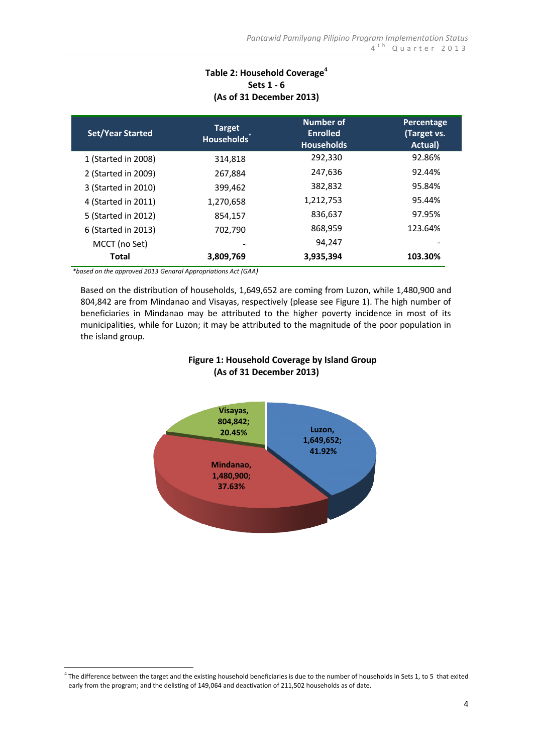**Table 2: Household Coverage[4]**
**Sets 1 - 6**
**(As of 31 December 2013)**

| Set/Year Started | Target Households* | Number of Enrolled Households | Percentage (Target vs. Actual) |
|---|---|---|---|
| 1 (Started in 2008) | 314,818 | 292,330 | 92.86% |
| 2 (Started in 2009) | 267,884 | 247,636 | 92.44% |
| 3 (Started in 2010) | 399,462 | 382,832 | 95.84% |
| 4 (Started in 2011) | 1,270,658 | 1,212,753 | 95.44% |
| 5 (Started in 2012) | 854,157 | 836,637 | 97.95% |
| 6 (Started in 2013) | 702,790 | 868,959 | 123.64% |
| MCCT (no Set) | - | 94,247 | - |
| **Total** | **3,809,769** | **3,935,394** | **103.30%** |

*\*based on the approved 2013 Genaral Appropriations Act (GAA)*

Based on the distribution of households, 1,649,652 are coming from Luzon, while 1,480,900 and 804,842 are from Mindanao and Visayas, respectively (please see Figure 1). The high number of beneficiaries in Mindanao may be attributed to the higher poverty incidence in most of its municipalities, while for Luzon; it may be attributed to the magnitude of the poor population in the island group.

**Figure 1: Household Coverage by Island Group**
**(As of 31 December 2013)**

| Island Group | Households | Percentage |
|---|---|---|
| Luzon | 1,649,652 | 41.92% |
| Mindanao | 1,480,900 | 37.63% |
| Visayas | 804,842 | 20.45% |

[4] The difference between the target and the existing household beneficiaries is due to the number of households in Sets 1, to 5 that exited early from the program; and the delisting of 149,064 and deactivation of 211,502 households as of date.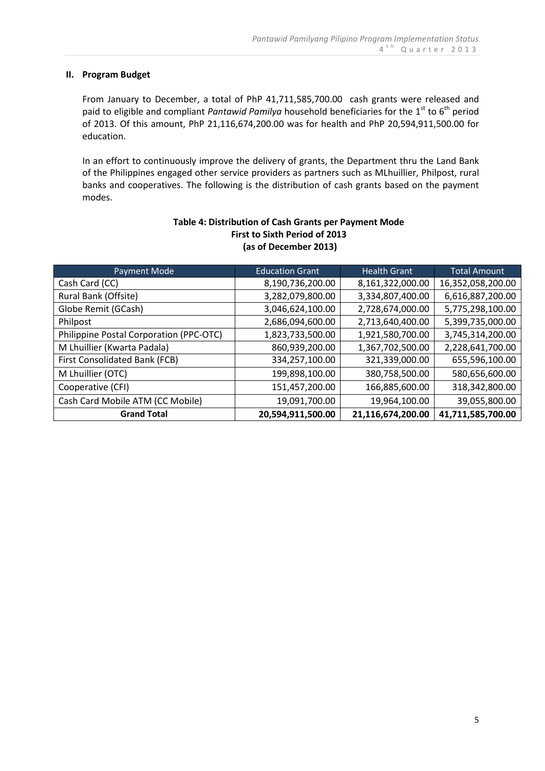## II. Program Budget

From January to December, a total of PhP 41,711,585,700.00 cash grants were released and paid to eligible and compliant *Pantawid Pamilya* household beneficiaries for the 1st to 6th period of 2013. Of this amount, PhP 21,116,674,200.00 was for health and PhP 20,594,911,500.00 for education.

In an effort to continuously improve the delivery of grants, the Department thru the Land Bank of the Philippines engaged other service providers as partners such as MLhuillier, Philpost, rural banks and cooperatives. The following is the distribution of cash grants based on the payment modes.

**Table 4: Distribution of Cash Grants per Payment Mode**
**First to Sixth Period of 2013**
**(as of December 2013)**

| Payment Mode | Education Grant | Health Grant | Total Amount |
|---|---|---|---|
| Cash Card (CC) | 8,190,736,200.00 | 8,161,322,000.00 | 16,352,058,200.00 |
| Rural Bank (Offsite) | 3,282,079,800.00 | 3,334,807,400.00 | 6,616,887,200.00 |
| Globe Remit (GCash) | 3,046,624,100.00 | 2,728,674,000.00 | 5,775,298,100.00 |
| Philpost | 2,686,094,600.00 | 2,713,640,400.00 | 5,399,735,000.00 |
| Philippine Postal Corporation (PPC-OTC) | 1,823,733,500.00 | 1,921,580,700.00 | 3,745,314,200.00 |
| M Lhuillier (Kwarta Padala) | 860,939,200.00 | 1,367,702,500.00 | 2,228,641,700.00 |
| First Consolidated Bank (FCB) | 334,257,100.00 | 321,339,000.00 | 655,596,100.00 |
| M Lhuillier (OTC) | 199,898,100.00 | 380,758,500.00 | 580,656,600.00 |
| Cooperative (CFI) | 151,457,200.00 | 166,885,600.00 | 318,342,800.00 |
| Cash Card Mobile ATM (CC Mobile) | 19,091,700.00 | 19,964,100.00 | 39,055,800.00 |
| **Grand Total** | **20,594,911,500.00** | **21,116,674,200.00** | **41,711,585,700.00** |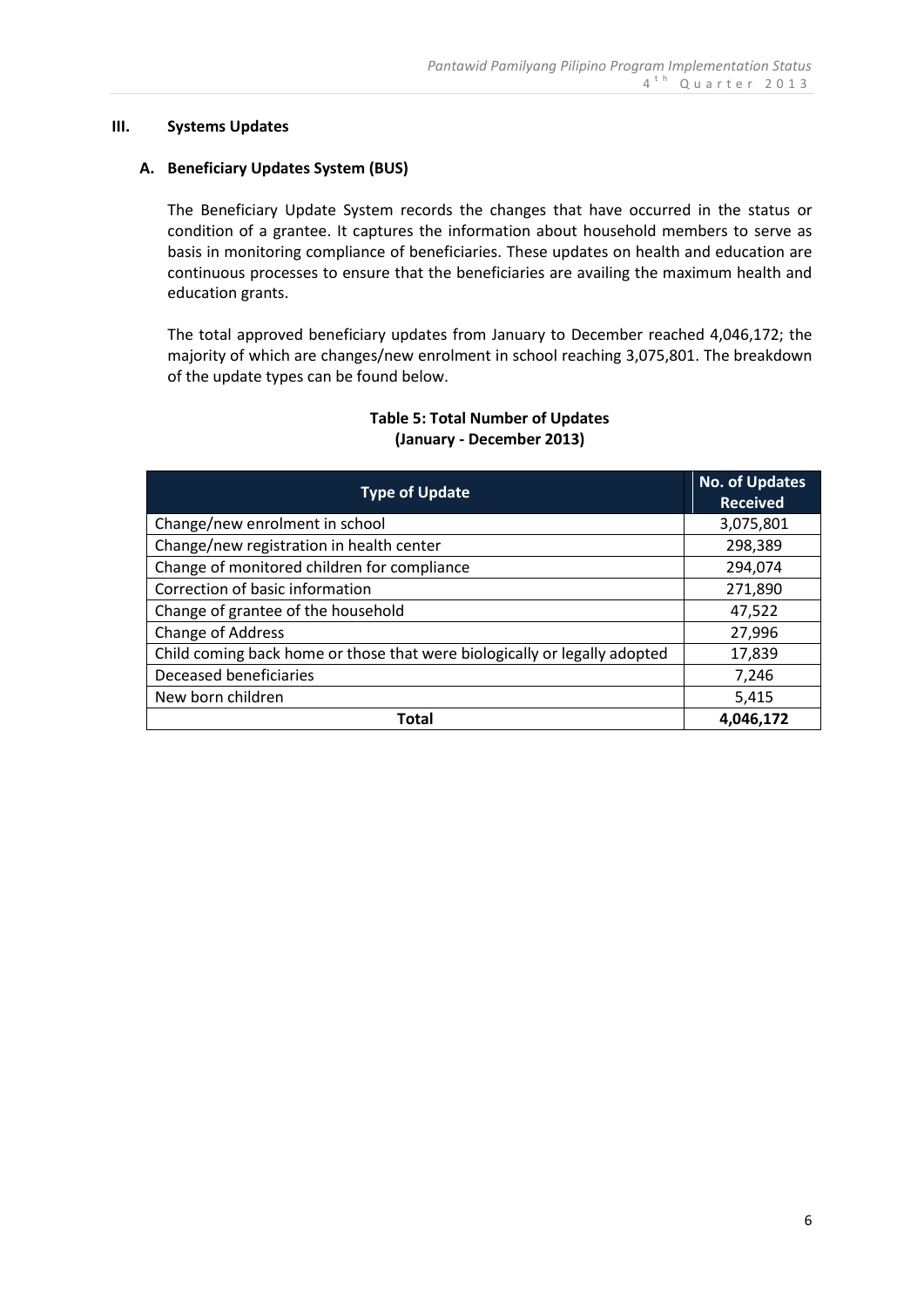## III. Systems Updates

### A. Beneficiary Updates System (BUS)

The Beneficiary Update System records the changes that have occurred in the status or condition of a grantee. It captures the information about household members to serve as basis in monitoring compliance of beneficiaries. These updates on health and education are continuous processes to ensure that the beneficiaries are availing the maximum health and education grants.

The total approved beneficiary updates from January to December reached 4,046,172; the majority of which are changes/new enrolment in school reaching 3,075,801. The breakdown of the update types can be found below.

**Table 5: Total Number of Updates (January - December 2013)**

| Type of Update | No. of Updates Received |
|---|---|
| Change/new enrolment in school | 3,075,801 |
| Change/new registration in health center | 298,389 |
| Change of monitored children for compliance | 294,074 |
| Correction of basic information | 271,890 |
| Change of grantee of the household | 47,522 |
| Change of Address | 27,996 |
| Child coming back home or those that were biologically or legally adopted | 17,839 |
| Deceased beneficiaries | 7,246 |
| New born children | 5,415 |
| **Total** | **4,046,172** |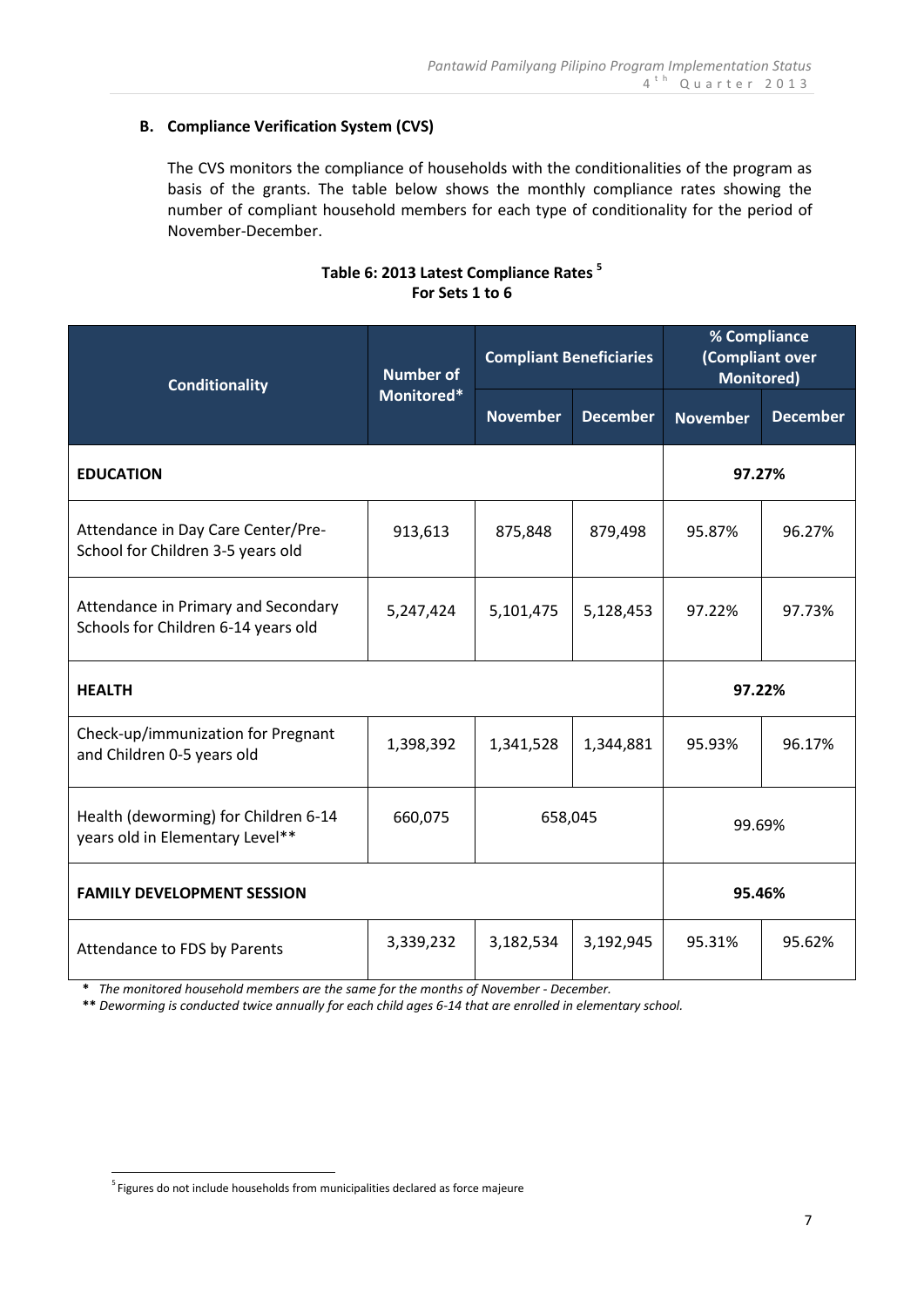### B. Compliance Verification System (CVS)

The CVS monitors the compliance of households with the conditionalities of the program as basis of the grants. The table below shows the monthly compliance rates showing the number of compliant household members for each type of conditionality for the period of November-December.

**Table 6: 2013 Latest Compliance Rates [5]**
**For Sets 1 to 6**

| Conditionality | Number of Monitored* | Compliant Beneficiaries | | % Compliance (Compliant over Monitored) | |
|---|---|---|---|---|---|
| | | November | December | November | December |
| **EDUCATION** | | | | **97.27%** | |
| Attendance in Day Care Center/Pre-School for Children 3-5 years old | 913,613 | 875,848 | 879,498 | 95.87% | 96.27% |
| Attendance in Primary and Secondary Schools for Children 6-14 years old | 5,247,424 | 5,101,475 | 5,128,453 | 97.22% | 97.73% |
| **HEALTH** | | | | **97.22%** | |
| Check-up/immunization for Pregnant and Children 0-5 years old | 1,398,392 | 1,341,528 | 1,344,881 | 95.93% | 96.17% |
| Health (deworming) for Children 6-14 years old in Elementary Level** | 660,075 | 658,045 | | 99.69% | |
| **FAMILY DEVELOPMENT SESSION** | | | | **95.46%** | |
| Attendance to FDS by Parents | 3,339,232 | 3,182,534 | 3,192,945 | 95.31% | 95.62% |

*\* The monitored household members are the same for the months of November - December.*

*\*\* Deworming is conducted twice annually for each child ages 6-14 that are enrolled in elementary school.*

[5] Figures do not include households from municipalities declared as force majeure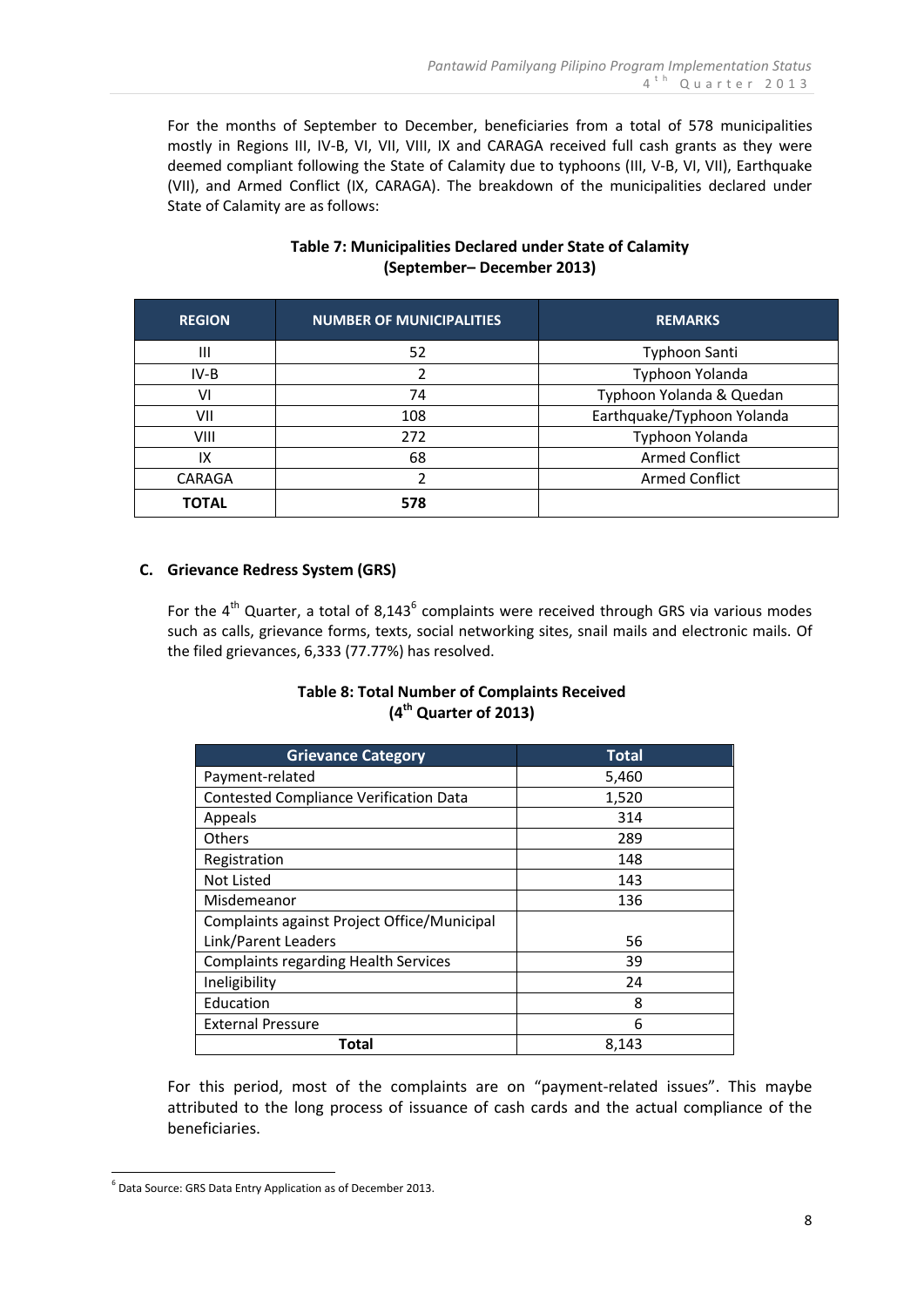For the months of September to December, beneficiaries from a total of 578 municipalities mostly in Regions III, IV-B, VI, VII, VIII, IX and CARAGA received full cash grants as they were deemed compliant following the State of Calamity due to typhoons (III, V-B, VI, VII), Earthquake (VII), and Armed Conflict (IX, CARAGA). The breakdown of the municipalities declared under State of Calamity are as follows:

**Table 7: Municipalities Declared under State of Calamity (September– December 2013)**

| REGION | NUMBER OF MUNICIPALITIES | REMARKS |
|---|---|---|
| III | 52 | Typhoon Santi |
| IV-B | 2 | Typhoon Yolanda |
| VI | 74 | Typhoon Yolanda & Quedan |
| VII | 108 | Earthquake/Typhoon Yolanda |
| VIII | 272 | Typhoon Yolanda |
| IX | 68 | Armed Conflict |
| CARAGA | 2 | Armed Conflict |
| **TOTAL** | **578** | |

### C. Grievance Redress System (GRS)

For the 4th Quarter, a total of 8,143[6] complaints were received through GRS via various modes such as calls, grievance forms, texts, social networking sites, snail mails and electronic mails. Of the filed grievances, 6,333 (77.77%) has resolved.

**Table 8: Total Number of Complaints Received (4th Quarter of 2013)**

| Grievance Category | Total |
|---|---|
| Payment-related | 5,460 |
| Contested Compliance Verification Data | 1,520 |
| Appeals | 314 |
| Others | 289 |
| Registration | 148 |
| Not Listed | 143 |
| Misdemeanor | 136 |
| Complaints against Project Office/Municipal Link/Parent Leaders | 56 |
| Complaints regarding Health Services | 39 |
| Ineligibility | 24 |
| Education | 8 |
| External Pressure | 6 |
| **Total** | 8,143 |

For this period, most of the complaints are on "payment-related issues". This maybe attributed to the long process of issuance of cash cards and the actual compliance of the beneficiaries.

[6] Data Source: GRS Data Entry Application as of December 2013.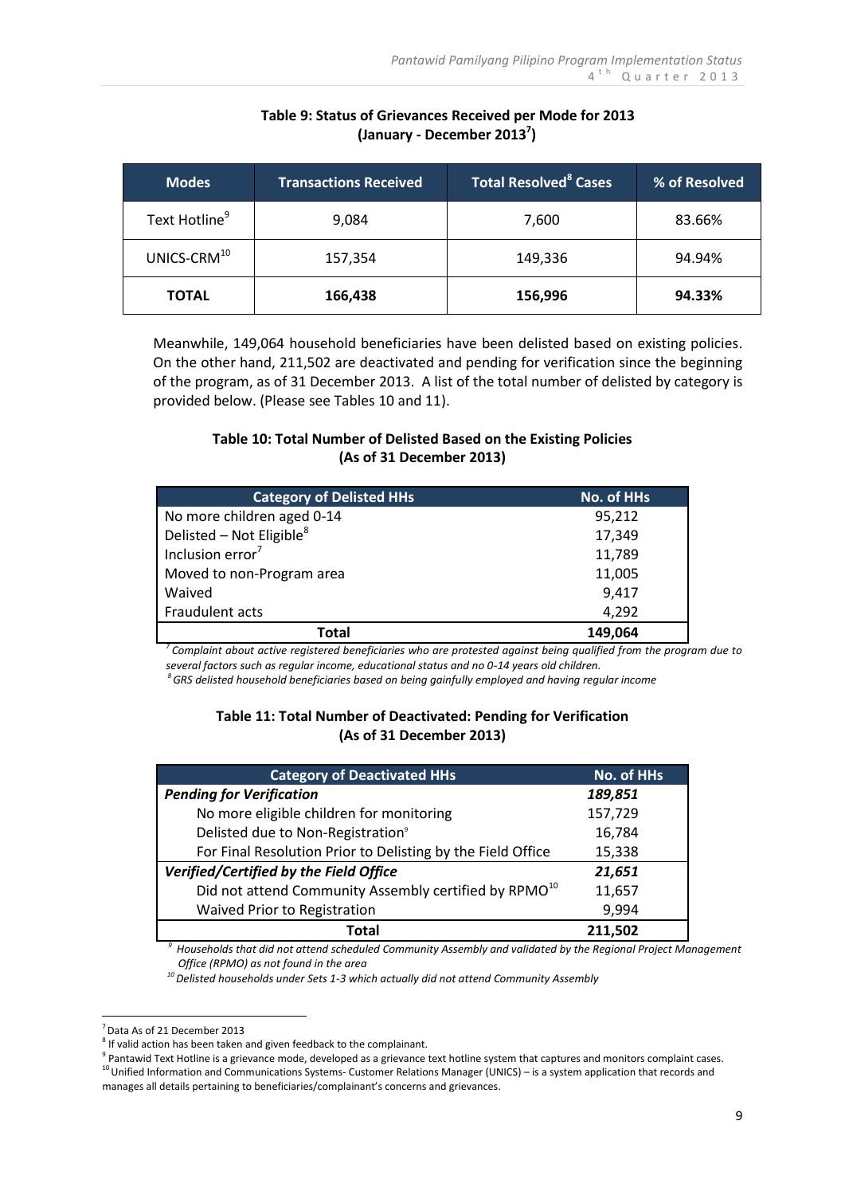**Table 9: Status of Grievances Received per Mode for 2013 (January - December 2013[7])**

| Modes | Transactions Received | Total Resolved[8] Cases | % of Resolved |
|---|---|---|---|
| Text Hotline[9] | 9,084 | 7,600 | 83.66% |
| UNICS-CRM[10] | 157,354 | 149,336 | 94.94% |
| **TOTAL** | **166,438** | **156,996** | **94.33%** |

Meanwhile, 149,064 household beneficiaries have been delisted based on existing policies. On the other hand, 211,502 are deactivated and pending for verification since the beginning of the program, as of 31 December 2013. A list of the total number of delisted by category is provided below. (Please see Tables 10 and 11).

**Table 10: Total Number of Delisted Based on the Existing Policies (As of 31 December 2013)**

| Category of Delisted HHs | No. of HHs |
|---|---|
| No more children aged 0-14 | 95,212 |
| Delisted – Not Eligible[8] | 17,349 |
| Inclusion error[7] | 11,789 |
| Moved to non-Program area | 11,005 |
| Waived | 9,417 |
| Fraudulent acts | 4,292 |
| **Total** | **149,064** |

*[7] Complaint about active registered beneficiaries who are protested against being qualified from the program due to several factors such as regular income, educational status and no 0-14 years old children.*
*[8] GRS delisted household beneficiaries based on being gainfully employed and having regular income*

**Table 11: Total Number of Deactivated: Pending for Verification (As of 31 December 2013)**

| Category of Deactivated HHs | No. of HHs |
|---|---|
| ***Pending for Verification*** | ***189,851*** |
| No more eligible children for monitoring | 157,729 |
| Delisted due to Non-Registration[9] | 16,784 |
| For Final Resolution Prior to Delisting by the Field Office | 15,338 |
| ***Verified/Certified by the Field Office*** | ***21,651*** |
| Did not attend Community Assembly certified by RPMO[10] | 11,657 |
| Waived Prior to Registration | 9,994 |
| **Total** | **211,502** |

*[9] Households that did not attend scheduled Community Assembly and validated by the Regional Project Management Office (RPMO) as not found in the area*
*[10] Delisted households under Sets 1-3 which actually did not attend Community Assembly*

---

[7] Data As of 21 December 2013
[8] If valid action has been taken and given feedback to the complainant.
[9] Pantawid Text Hotline is a grievance mode, developed as a grievance text hotline system that captures and monitors complaint cases.
[10] Unified Information and Communications Systems- Customer Relations Manager (UNICS) – is a system application that records and manages all details pertaining to beneficiaries/complainant's concerns and grievances.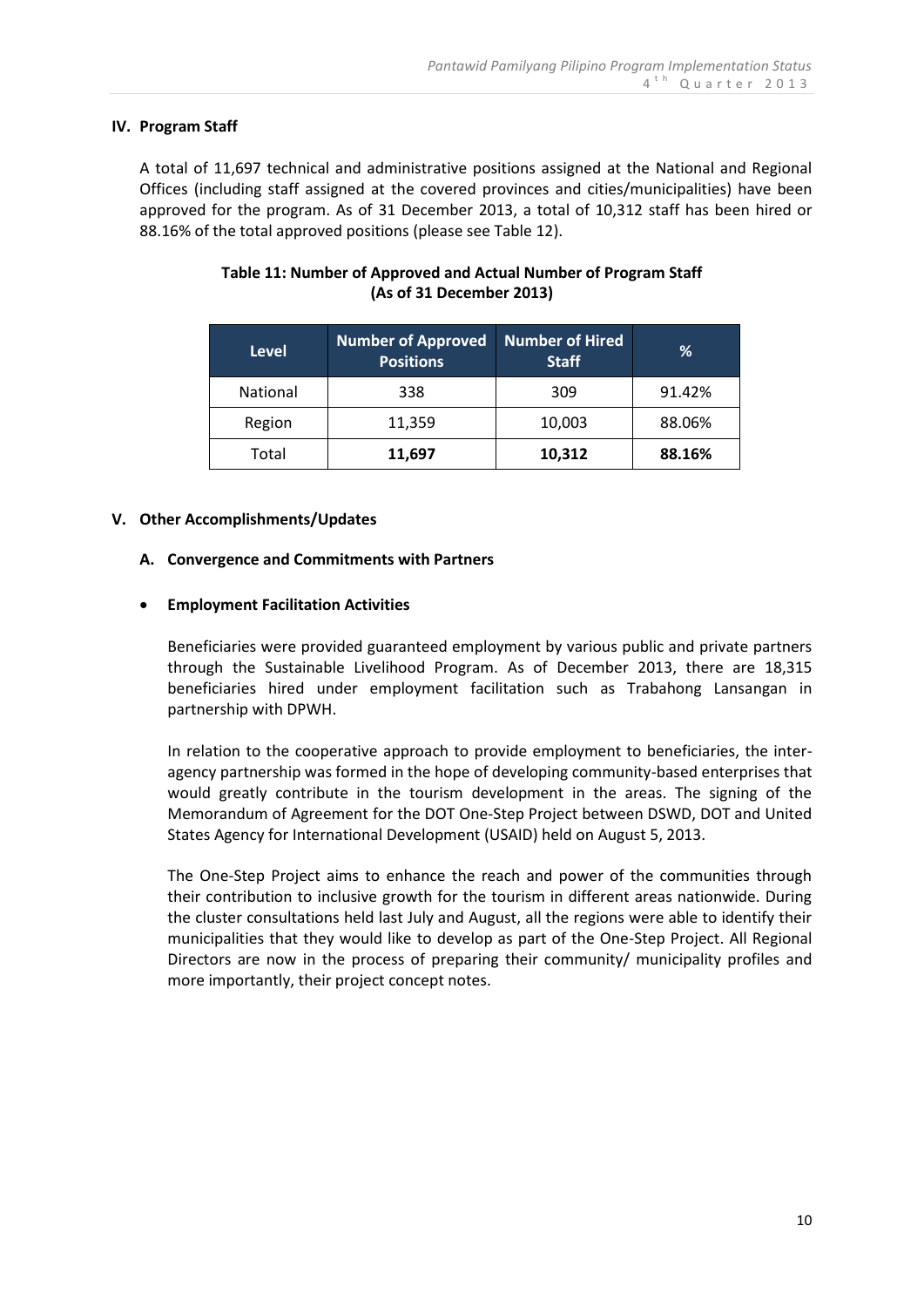## IV. Program Staff

A total of 11,697 technical and administrative positions assigned at the National and Regional Offices (including staff assigned at the covered provinces and cities/municipalities) have been approved for the program. As of 31 December 2013, a total of 10,312 staff has been hired or 88.16% of the total approved positions (please see Table 12).

**Table 11: Number of Approved and Actual Number of Program Staff (As of 31 December 2013)**

| Level | Number of Approved Positions | Number of Hired Staff | % |
|---|---|---|---|
| National | 338 | 309 | 91.42% |
| Region | 11,359 | 10,003 | 88.06% |
| Total | **11,697** | **10,312** | **88.16%** |

## V. Other Accomplishments/Updates

### A. Convergence and Commitments with Partners

- **Employment Facilitation Activities**

Beneficiaries were provided guaranteed employment by various public and private partners through the Sustainable Livelihood Program. As of December 2013, there are 18,315 beneficiaries hired under employment facilitation such as Trabahong Lansangan in partnership with DPWH.

In relation to the cooperative approach to provide employment to beneficiaries, the inter-agency partnership was formed in the hope of developing community-based enterprises that would greatly contribute in the tourism development in the areas. The signing of the Memorandum of Agreement for the DOT One-Step Project between DSWD, DOT and United States Agency for International Development (USAID) held on August 5, 2013.

The One-Step Project aims to enhance the reach and power of the communities through their contribution to inclusive growth for the tourism in different areas nationwide. During the cluster consultations held last July and August, all the regions were able to identify their municipalities that they would like to develop as part of the One-Step Project. All Regional Directors are now in the process of preparing their community/ municipality profiles and more importantly, their project concept notes.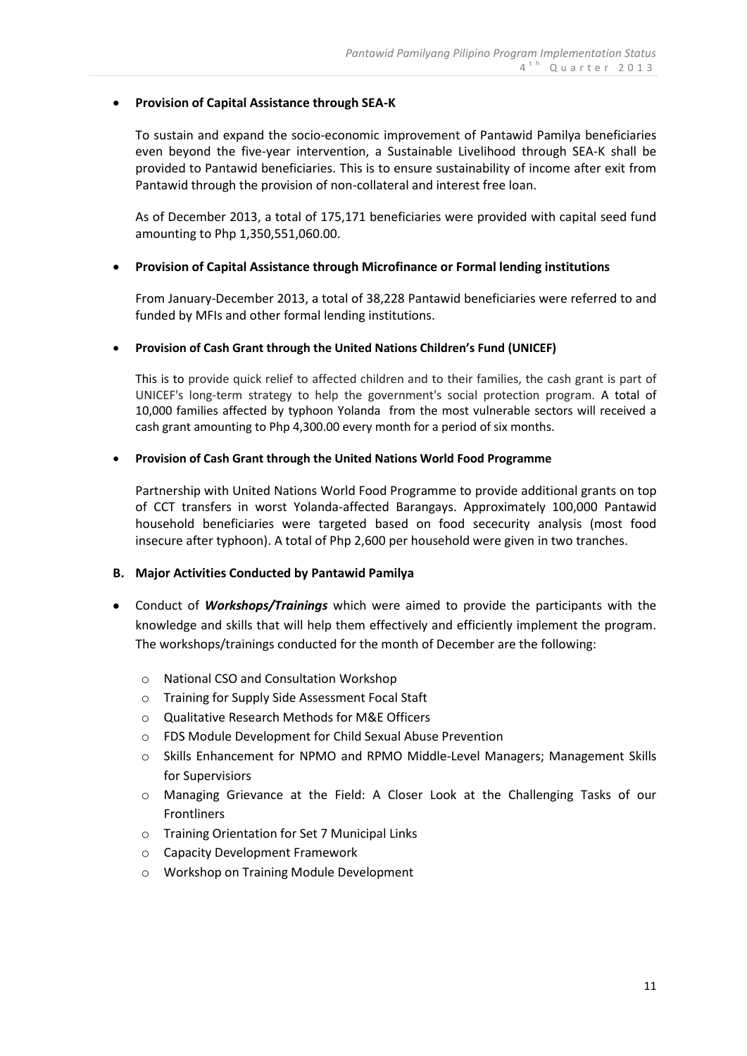- **Provision of Capital Assistance through SEA-K**

  To sustain and expand the socio-economic improvement of Pantawid Pamilya beneficiaries even beyond the five-year intervention, a Sustainable Livelihood through SEA-K shall be provided to Pantawid beneficiaries. This is to ensure sustainability of income after exit from Pantawid through the provision of non-collateral and interest free loan.

  As of December 2013, a total of 175,171 beneficiaries were provided with capital seed fund amounting to Php 1,350,551,060.00.

- **Provision of Capital Assistance through Microfinance or Formal lending institutions**

  From January-December 2013, a total of 38,228 Pantawid beneficiaries were referred to and funded by MFIs and other formal lending institutions.

- **Provision of Cash Grant through the United Nations Children's Fund (UNICEF)**

  This is to provide quick relief to affected children and to their families, the cash grant is part of UNICEF's long-term strategy to help the government's social protection program. A total of 10,000 families affected by typhoon Yolanda from the most vulnerable sectors will received a cash grant amounting to Php 4,300.00 every month for a period of six months.

- **Provision of Cash Grant through the United Nations World Food Programme**

  Partnership with United Nations World Food Programme to provide additional grants on top of CCT transfers in worst Yolanda-affected Barangays. Approximately 100,000 Pantawid household beneficiaries were targeted based on food sececurity analysis (most food insecure after typhoon). A total of Php 2,600 per household were given in two tranches.

**B. Major Activities Conducted by Pantawid Pamilya**

- Conduct of ***Workshops/Trainings*** which were aimed to provide the participants with the knowledge and skills that will help them effectively and efficiently implement the program. The workshops/trainings conducted for the month of December are the following:
  - National CSO and Consultation Workshop
  - Training for Supply Side Assessment Focal Staft
  - Qualitative Research Methods for M&E Officers
  - FDS Module Development for Child Sexual Abuse Prevention
  - Skills Enhancement for NPMO and RPMO Middle-Level Managers; Management Skills for Supervisiors
  - Managing Grievance at the Field: A Closer Look at the Challenging Tasks of our Frontliners
  - Training Orientation for Set 7 Municipal Links
  - Capacity Development Framework
  - Workshop on Training Module Development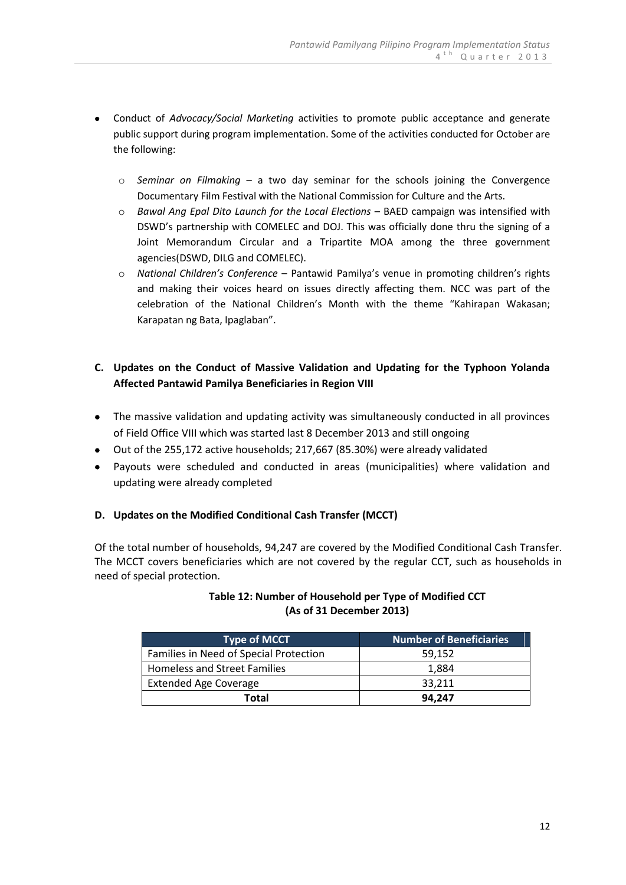- Conduct of *Advocacy/Social Marketing* activities to promote public acceptance and generate public support during program implementation. Some of the activities conducted for October are the following:
  - *Seminar on Filmaking* – a two day seminar for the schools joining the Convergence Documentary Film Festival with the National Commission for Culture and the Arts.
  - *Bawal Ang Epal Dito Launch for the Local Elections* – BAED campaign was intensified with DSWD's partnership with COMELEC and DOJ. This was officially done thru the signing of a Joint Memorandum Circular and a Tripartite MOA among the three government agencies(DSWD, DILG and COMELEC).
  - *National Children's Conference* – Pantawid Pamilya's venue in promoting children's rights and making their voices heard on issues directly affecting them. NCC was part of the celebration of the National Children's Month with the theme "Kahirapan Wakasan; Karapatan ng Bata, Ipaglaban".

## C. Updates on the Conduct of Massive Validation and Updating for the Typhoon Yolanda Affected Pantawid Pamilya Beneficiaries in Region VIII

- The massive validation and updating activity was simultaneously conducted in all provinces of Field Office VIII which was started last 8 December 2013 and still ongoing
- Out of the 255,172 active households; 217,667 (85.30%) were already validated
- Payouts were scheduled and conducted in areas (municipalities) where validation and updating were already completed

## D. Updates on the Modified Conditional Cash Transfer (MCCT)

Of the total number of households, 94,247 are covered by the Modified Conditional Cash Transfer. The MCCT covers beneficiaries which are not covered by the regular CCT, such as households in need of special protection.

**Table 12: Number of Household per Type of Modified CCT (As of 31 December 2013)**

| Type of MCCT | Number of Beneficiaries |
|---|---|
| Families in Need of Special Protection | 59,152 |
| Homeless and Street Families | 1,884 |
| Extended Age Coverage | 33,211 |
| **Total** | **94,247** |